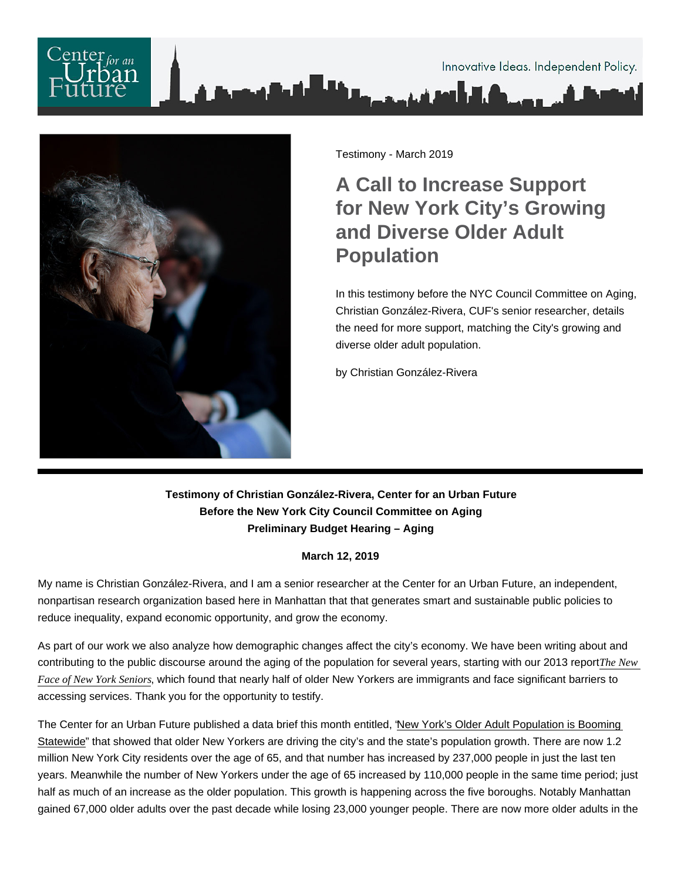Testimony - March 2019

# A Call to Increase Support for New York City's Growing and Diverse Older Adult Population

In this testimony before the NYC Council Committee on Aging, Christian González-Rivera, CUF's senior researcher, details the need for more support, matching the City's growing and diverse older adult population.

by Christian González-Rivera

---

**Testimony of Christian González-Rivera, Center for an Urban Future**
**Before the New York City Council Committee on Aging**
**Preliminary Budget Hearing – Aging**

**March 12, 2019**

My name is Christian González-Rivera, and I am a senior researcher at the Center for an Urban Future, an independent, nonpartisan research organization based here in Manhattan that that generates smart and sustainable public policies to reduce inequality, expand economic opportunity, and grow the economy.

As part of our work we also analyze how demographic changes affect the city's economy. We have been writing about and contributing to the public discourse around the aging of the population for several years, starting with our 2013 report *The New Face of New York Seniors*, which found that nearly half of older New Yorkers are immigrants and face significant barriers to accessing services. Thank you for the opportunity to testify.

The Center for an Urban Future published a data brief this month entitled, "New York's Older Adult Population is Booming Statewide" that showed that older New Yorkers are driving the city's and the state's population growth. There are now 1.2 million New York City residents over the age of 65, and that number has increased by 237,000 people in just the last ten years. Meanwhile the number of New Yorkers under the age of 65 increased by 110,000 people in the same time period; just half as much of an increase as the older population. This growth is happening across the five boroughs. Notably Manhattan gained 67,000 older adults over the past decade while losing 23,000 younger people. There are now more older adults in the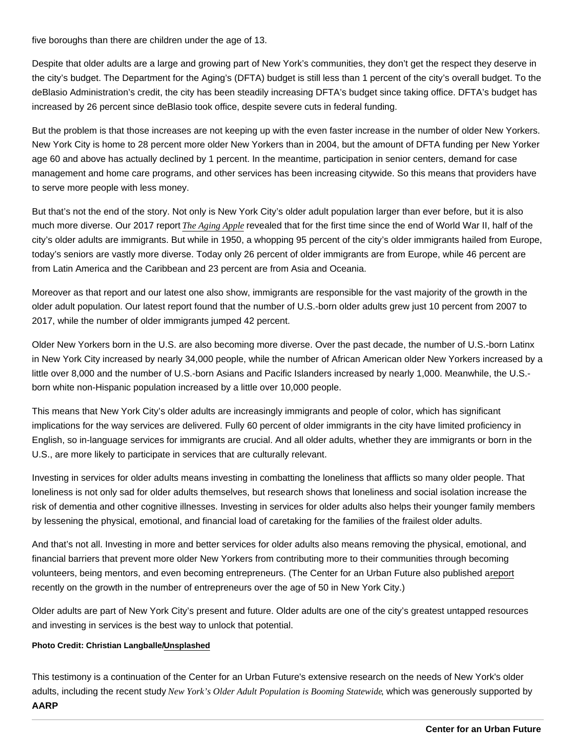five boroughs than there are children under the age of 13.

Despite that older adults are a large and growing part of New York's communities, they don't get the respect they deserve in the city's budget. The Department for the Aging's (DFTA) budget is still less than 1 percent of the city's overall budget. To the deBlasio Administration's credit, the city has been steadily increasing DFTA's budget since taking office. DFTA's budget has increased by 26 percent since deBlasio took office, despite severe cuts in federal funding.

But the problem is that those increases are not keeping up with the even faster increase in the number of older New Yorkers. New York City is home to 28 percent more older New Yorkers than in 2004, but the amount of DFTA funding per New Yorker age 60 and above has actually declined by 1 percent. In the meantime, participation in senior centers, demand for case management and home care programs, and other services has been increasing citywide. So this means that providers have to serve more people with less money.

But that's not the end of the story. Not only is New York City's older adult population larger than ever before, but it is also much more diverse. Our 2017 report *The Aging Apple* revealed that for the first time since the end of World War II, half of the city's older adults are immigrants. But while in 1950, a whopping 95 percent of the city's older immigrants hailed from Europe, today's seniors are vastly more diverse. Today only 26 percent of older immigrants are from Europe, while 46 percent are from Latin America and the Caribbean and 23 percent are from Asia and Oceania.

Moreover as that report and our latest one also show, immigrants are responsible for the vast majority of the growth in the older adult population. Our latest report found that the number of U.S.-born older adults grew just 10 percent from 2007 to 2017, while the number of older immigrants jumped 42 percent.

Older New Yorkers born in the U.S. are also becoming more diverse. Over the past decade, the number of U.S.-born Latinx in New York City increased by nearly 34,000 people, while the number of African American older New Yorkers increased by a little over 8,000 and the number of U.S.-born Asians and Pacific Islanders increased by nearly 1,000. Meanwhile, the U.S.-born white non-Hispanic population increased by a little over 10,000 people.

This means that New York City's older adults are increasingly immigrants and people of color, which has significant implications for the way services are delivered. Fully 60 percent of older immigrants in the city have limited proficiency in English, so in-language services for immigrants are crucial. And all older adults, whether they are immigrants or born in the U.S., are more likely to participate in services that are culturally relevant.

Investing in services for older adults means investing in combatting the loneliness that afflicts so many older people. That loneliness is not only sad for older adults themselves, but research shows that loneliness and social isolation increase the risk of dementia and other cognitive illnesses. Investing in services for older adults also helps their younger family members by lessening the physical, emotional, and financial load of caretaking for the families of the frailest older adults.

And that's not all. Investing in more and better services for older adults also means removing the physical, emotional, and financial barriers that prevent more older New Yorkers from contributing more to their communities through becoming volunteers, being mentors, and even becoming entrepreneurs. (The Center for an Urban Future also published areport recently on the growth in the number of entrepreneurs over the age of 50 in New York City.)

Older adults are part of New York City's present and future. Older adults are one of the city's greatest untapped resources and investing in services is the best way to unlock that potential.

**Photo Credit: Christian Langballe/Unsplashed**

This testimony is a continuation of the Center for an Urban Future's extensive research on the needs of New York's older adults, including the recent study *New York's Older Adult Population is Booming Statewide*, which was generously supported by **AARP**

**Center for an Urban Future**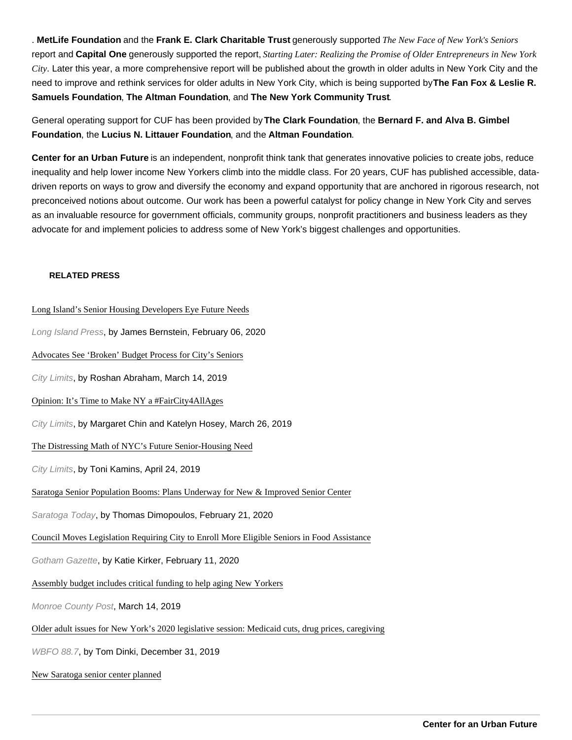. **MetLife Foundation** and the **Frank E. Clark Charitable Trust** generously supported *The New Face of New York's Seniors* report and **Capital One** generously supported the report, *Starting Later: Realizing the Promise of Older Entrepreneurs in New York City*. Later this year, a more comprehensive report will be published about the growth in older adults in New York City and the need to improve and rethink services for older adults in New York City, which is being supported by **The Fan Fox & Leslie R. Samuels Foundation**, **The Altman Foundation**, and **The New York Community Trust**.

General operating support for CUF has been provided by **The Clark Foundation**, the **Bernard F. and Alva B. Gimbel Foundation**, the **Lucius N. Littauer Foundation**, and the **Altman Foundation**.

**Center for an Urban Future** is an independent, nonprofit think tank that generates innovative policies to create jobs, reduce inequality and help lower income New Yorkers climb into the middle class. For 20 years, CUF has published accessible, data-driven reports on ways to grow and diversify the economy and expand opportunity that are anchored in rigorous research, not preconceived notions about outcome. Our work has been a powerful catalyst for policy change in New York City and serves as an invaluable resource for government officials, community groups, nonprofit practitioners and business leaders as they advocate for and implement policies to address some of New York's biggest challenges and opportunities.

**RELATED PRESS**

Long Island's Senior Housing Developers Eye Future Needs

*Long Island Press*, by James Bernstein, February 06, 2020

Advocates See 'Broken' Budget Process for City's Seniors

*City Limits*, by Roshan Abraham, March 14, 2019

Opinion: It's Time to Make NY a #FairCity4AllAges

*City Limits*, by Margaret Chin and Katelyn Hosey, March 26, 2019

The Distressing Math of NYC's Future Senior-Housing Need

*City Limits*, by Toni Kamins, April 24, 2019

Saratoga Senior Population Booms: Plans Underway for New & Improved Senior Center

*Saratoga Today*, by Thomas Dimopoulos, February 21, 2020

Council Moves Legislation Requiring City to Enroll More Eligible Seniors in Food Assistance

*Gotham Gazette*, by Katie Kirker, February 11, 2020

Assembly budget includes critical funding to help aging New Yorkers

*Monroe County Post*, March 14, 2019

Older adult issues for New York's 2020 legislative session: Medicaid cuts, drug prices, caregiving

*WBFO 88.7*, by Tom Dinki, December 31, 2019

New Saratoga senior center planned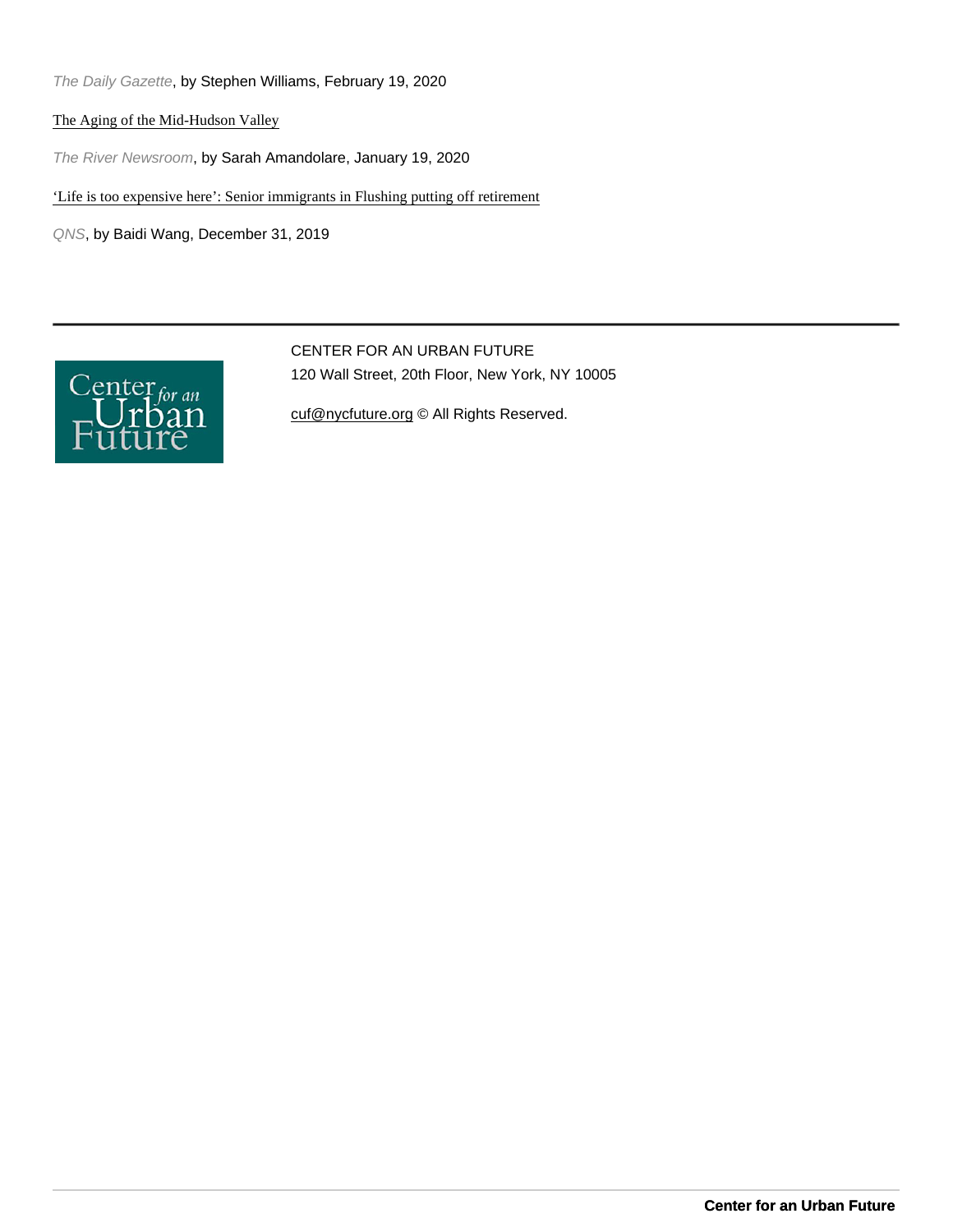*The Daily Gazette*, by Stephen Williams, February 19, 2020

The Aging of the Mid-Hudson Valley

*The River Newsroom*, by Sarah Amandolare, January 19, 2020

'Life is too expensive here': Senior immigrants in Flushing putting off retirement

*QNS*, by Baidi Wang, December 31, 2019

---

CENTER FOR AN URBAN FUTURE
120 Wall Street, 20th Floor, New York, NY 10005

cuf@nycfuture.org © All Rights Reserved.